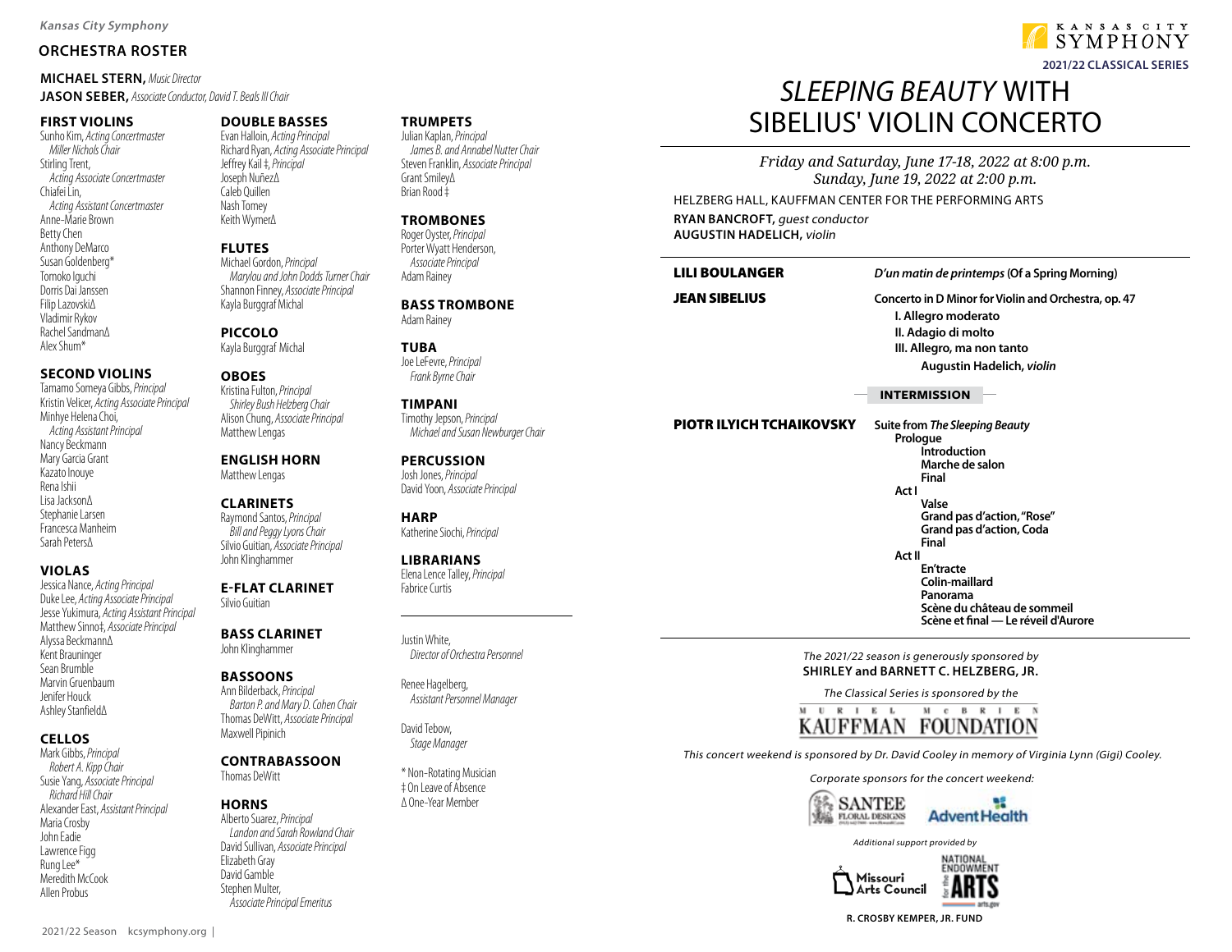*Kansas City Symphony*

## ORCHESTRA ROSTER

**MICHAEL STERN,** *Music Director*
**JASON SEBER,** *Associate Conductor, David T. Beals III Chair*

### FIRST VIOLINS
Sunho Kim, *Acting Concertmaster*
*Miller Nichols Chair*
Stirling Trent,
*Acting Associate Concertmaster*
Chiafei Lin,
*Acting Assistant Concertmaster*
Anne-Marie Brown
Betty Chen
Anthony DeMarco
Susan Goldenberg*
Tomoko Iguchi
Dorris Dai Janssen
Filip LazovskiΔ
Vladimir Rykov
Rachel SandmanΔ
Alex Shum*

### SECOND VIOLINS
Tamamo Someya Gibbs, *Principal*
Kristin Velicer, *Acting Associate Principal*
Minhye Helena Choi,
*Acting Assistant Principal*
Nancy Beckmann
Mary Garcia Grant
Kazato Inouye
Rena Ishii
Lisa JacksonΔ
Stephanie Larsen
Francesca Manheim
Sarah PetersΔ

### VIOLAS
Jessica Nance, *Acting Principal*
Duke Lee, *Acting Associate Principal*
Jesse Yukimura, *Acting Assistant Principal*
Matthew Sinno‡, *Associate Principal*
Alyssa BeckmannΔ
Kent Brauninger
Sean Brumble
Marvin Gruenbaum
Jenifer Houck
Ashley StanfieldΔ

### CELLOS
Mark Gibbs, *Principal*
*Robert A. Kipp Chair*
Susie Yang, *Associate Principal*
*Richard Hill Chair*
Alexander East, *Assistant Principal*
Maria Crosby
John Eadie
Lawrence Figg
Rung Lee*
Meredith McCook
Allen Probus

### DOUBLE BASSES
Evan Halloin, *Acting Principal*
Richard Ryan, *Acting Associate Principal*
Jeffrey Kail ‡, *Principal*
Joseph NuñezΔ
Caleb Quillen
Nash Tomey
Keith WymerΔ

### FLUTES
Michael Gordon, *Principal*
*Marylou and John Dodds Turner Chair*
Shannon Finney, *Associate Principal*
Kayla Burggraf Michal

### PICCOLO
Kayla Burggraf Michal

### OBOES
Kristina Fulton, *Principal*
*Shirley Bush Helzberg Chair*
Alison Chung, *Associate Principal*
Matthew Lengas

### ENGLISH HORN
Matthew Lengas

### CLARINETS
Raymond Santos, *Principal*
*Bill and Peggy Lyons Chair*
Silvio Guitian, *Associate Principal*
John Klinghammer

### E-FLAT CLARINET
Silvio Guitian

### BASS CLARINET
John Klinghammer

### BASSOONS
Ann Bilderback, *Principal*
*Barton P. and Mary D. Cohen Chair*
Thomas DeWitt, *Associate Principal*
Maxwell Pipinich

### CONTRABASSOON
Thomas DeWitt

### HORNS
Alberto Suarez, *Principal*
*Landon and Sarah Rowland Chair*
David Sullivan, *Associate Principal*
Elizabeth Gray
David Gamble
Stephen Multer,
*Associate Principal Emeritus*

### TRUMPETS
Julian Kaplan, *Principal*
*James B. and Annabel Nutter Chair*
Steven Franklin, *Associate Principal*
Grant SmileyΔ
Brian Rood ‡

### TROMBONES
Roger Oyster, *Principal*
Porter Wyatt Henderson,
*Associate Principal*
Adam Rainey

### BASS TROMBONE
Adam Rainey

### TUBA
Joe LeFevre, *Principal*
*Frank Byrne Chair*

### TIMPANI
Timothy Jepson, *Principal*
*Michael and Susan Newburger Chair*

### PERCUSSION
Josh Jones, *Principal*
David Yoon, *Associate Principal*

### HARP
Katherine Siochi, *Principal*

### LIBRARIANS
Elena Lence Talley, *Principal*
Fabrice Curtis

---

Justin White,
*Director of Orchestra Personnel*

Renee Hagelberg,
*Assistant Personnel Manager*

David Tebow,
*Stage Manager*

\* Non-Rotating Musician
‡ On Leave of Absence
Δ One-Year Member

---

KANSAS CITY SYMPHONY
**2021/22 CLASSICAL SERIES**

# *SLEEPING BEAUTY* WITH SIBELIUS' VIOLIN CONCERTO

*Friday and Saturday, June 17-18, 2022 at 8:00 p.m.*
*Sunday, June 19, 2022 at 2:00 p.m.*

HELZBERG HALL, KAUFFMAN CENTER FOR THE PERFORMING ARTS

**RYAN BANCROFT,** *guest conductor*
**AUGUSTIN HADELICH,** *violin*

**LILI BOULANGER** — ***D'un matin de printemps*** **(Of a Spring Morning)**

**JEAN SIBELIUS** — **Concerto in D Minor for Violin and Orchestra, op. 47**
**I. Allegro moderato**
**II. Adagio di molto**
**III. Allegro, ma non tanto**
**Augustin Hadelich,** ***violin***

**INTERMISSION**

**PIOTR ILYICH TCHAIKOVSKY** — **Suite from** ***The Sleeping Beauty***
**Prologue**
- **Introduction**
- **Marche de salon**
- **Final**

**Act I**
- **Valse**
- **Grand pas d'action, "Rose"**
- **Grand pas d'action, Coda**
- **Final**

**Act II**
- **En'tracte**
- **Colin-maillard**
- **Panorama**
- **Scène du château de sommeil**
- **Scène et final — Le réveil d'Aurore**

*The 2021/22 season is generously sponsored by*
**SHIRLEY and BARNETT C. HELZBERG, JR.**

*The Classical Series is sponsored by the*
MURIEL McBRIEN KAUFFMAN FOUNDATION

*This concert weekend is sponsored by Dr. David Cooley in memory of Virginia Lynn (Gigi) Cooley.*

*Corporate sponsors for the concert weekend:*
SANTEE FLORAL DESIGNS
AdventHealth

*Additional support provided by*
Missouri Arts Council
NATIONAL ENDOWMENT for the ARTS

**R. CROSBY KEMPER, JR. FUND**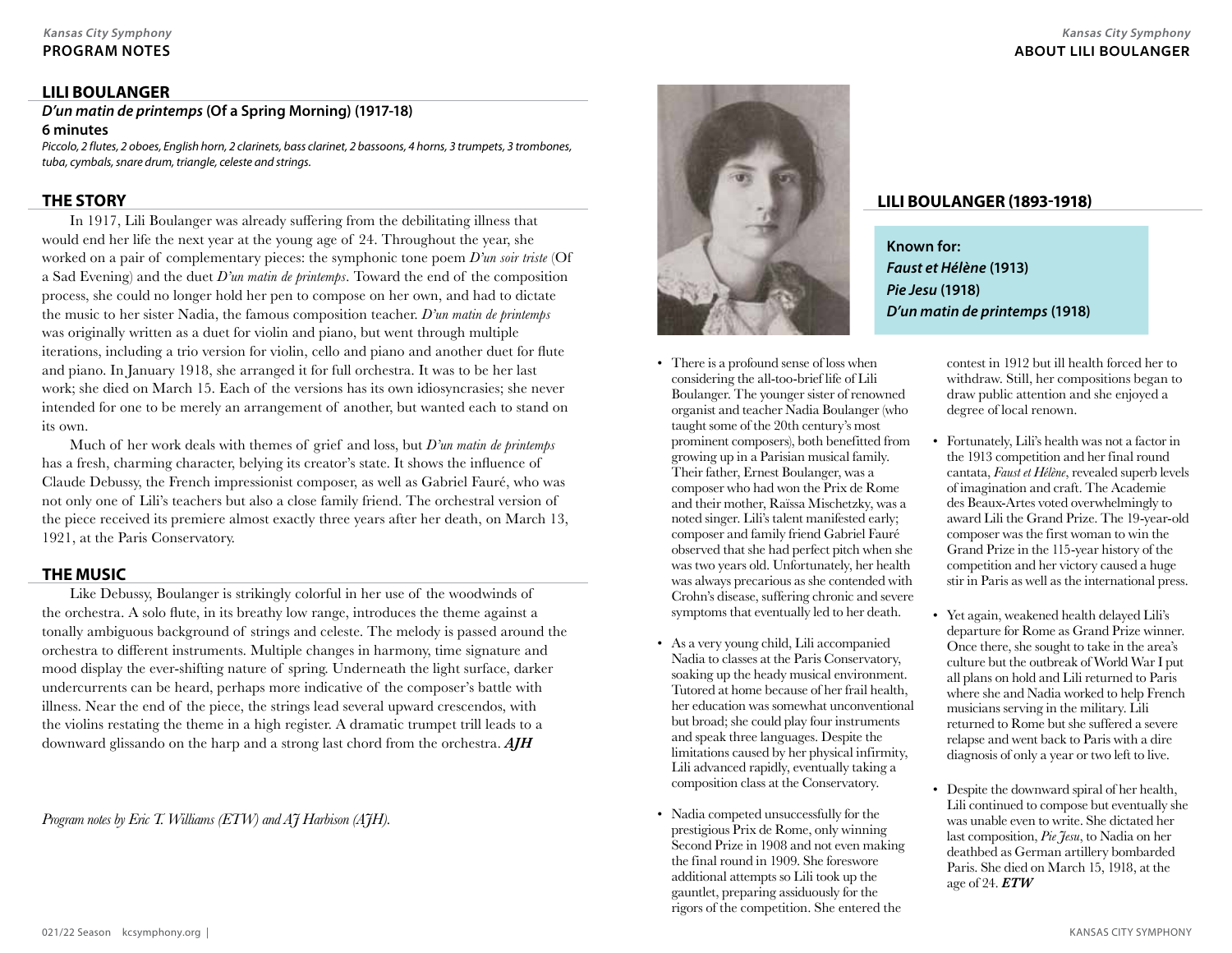## LILI BOULANGER

### *D'un matin de printemps* (Of a Spring Morning) (1917-18)

**6 minutes**

*Piccolo, 2 flutes, 2 oboes, English horn, 2 clarinets, bass clarinet, 2 bassoons, 4 horns, 3 trumpets, 3 trombones, tuba, cymbals, snare drum, triangle, celeste and strings.*

### THE STORY

In 1917, Lili Boulanger was already suffering from the debilitating illness that would end her life the next year at the young age of 24. Throughout the year, she worked on a pair of complementary pieces: the symphonic tone poem *D'un soir triste* (Of a Sad Evening) and the duet *D'un matin de printemps*. Toward the end of the composition process, she could no longer hold her pen to compose on her own, and had to dictate the music to her sister Nadia, the famous composition teacher. *D'un matin de printemps* was originally written as a duet for violin and piano, but went through multiple iterations, including a trio version for violin, cello and piano and another duet for flute and piano. In January 1918, she arranged it for full orchestra. It was to be her last work; she died on March 15. Each of the versions has its own idiosyncrasies; she never intended for one to be merely an arrangement of another, but wanted each to stand on its own.

Much of her work deals with themes of grief and loss, but *D'un matin de printemps* has a fresh, charming character, belying its creator's state. It shows the influence of Claude Debussy, the French impressionist composer, as well as Gabriel Fauré, who was not only one of Lili's teachers but also a close family friend. The orchestral version of the piece received its premiere almost exactly three years after her death, on March 13, 1921, at the Paris Conservatory.

### THE MUSIC

Like Debussy, Boulanger is strikingly colorful in her use of the woodwinds of the orchestra. A solo flute, in its breathy low range, introduces the theme against a tonally ambiguous background of strings and celeste. The melody is passed around the orchestra to different instruments. Multiple changes in harmony, time signature and mood display the ever-shifting nature of spring. Underneath the light surface, darker undercurrents can be heard, perhaps more indicative of the composer's battle with illness. Near the end of the piece, the strings lead several upward crescendos, with the violins restating the theme in a high register. A dramatic trumpet trill leads to a downward glissando on the harp and a strong last chord from the orchestra. ***AJH***

*Program notes by Eric T. Williams (ETW) and AJ Harbison (AJH).*

## ABOUT LILI BOULANGER

### LILI BOULANGER (1893-1918)

**Known for:**
***Faust et Hélène*** **(1913)**
***Pie Jesu*** **(1918)**
***D'un matin de printemps*** **(1918)**

- There is a profound sense of loss when considering the all-too-brief life of Lili Boulanger. The younger sister of renowned organist and teacher Nadia Boulanger (who taught some of the 20th century's most prominent composers), both benefitted from growing up in a Parisian musical family. Their father, Ernest Boulanger, was a composer who had won the Prix de Rome and their mother, Raïssa Mischetzky, was a noted singer. Lili's talent manifested early; composer and family friend Gabriel Fauré observed that she had perfect pitch when she was two years old. Unfortunately, her health was always precarious as she contended with Crohn's disease, suffering chronic and severe symptoms that eventually led to her death.

- As a very young child, Lili accompanied Nadia to classes at the Paris Conservatory, soaking up the heady musical environment. Tutored at home because of her frail health, her education was somewhat unconventional but broad; she could play four instruments and speak three languages. Despite the limitations caused by her physical infirmity, Lili advanced rapidly, eventually taking a composition class at the Conservatory.

- Nadia competed unsuccessfully for the prestigious Prix de Rome, only winning Second Prize in 1908 and not even making the final round in 1909. She foreswore additional attempts so Lili took up the gauntlet, preparing assiduously for the rigors of the competition. She entered the contest in 1912 but ill health forced her to withdraw. Still, her compositions began to draw public attention and she enjoyed a degree of local renown.

- Fortunately, Lili's health was not a factor in the 1913 competition and her final round cantata, *Faust et Hélène*, revealed superb levels of imagination and craft. The Academie des Beaux-Artes voted overwhelmingly to award Lili the Grand Prize. The 19-year-old composer was the first woman to win the Grand Prize in the 115-year history of the competition and her victory caused a huge stir in Paris as well as the international press.

- Yet again, weakened health delayed Lili's departure for Rome as Grand Prize winner. Once there, she sought to take in the area's culture but the outbreak of World War I put all plans on hold and Lili returned to Paris where she and Nadia worked to help French musicians serving in the military. Lili returned to Rome but she suffered a severe relapse and went back to Paris with a dire diagnosis of only a year or two left to live.

- Despite the downward spiral of her health, Lili continued to compose but eventually she was unable even to write. She dictated her last composition, *Pie Jesu*, to Nadia on her deathbed as German artillery bombarded Paris. She died on March 15, 1918, at the age of 24. ***ETW***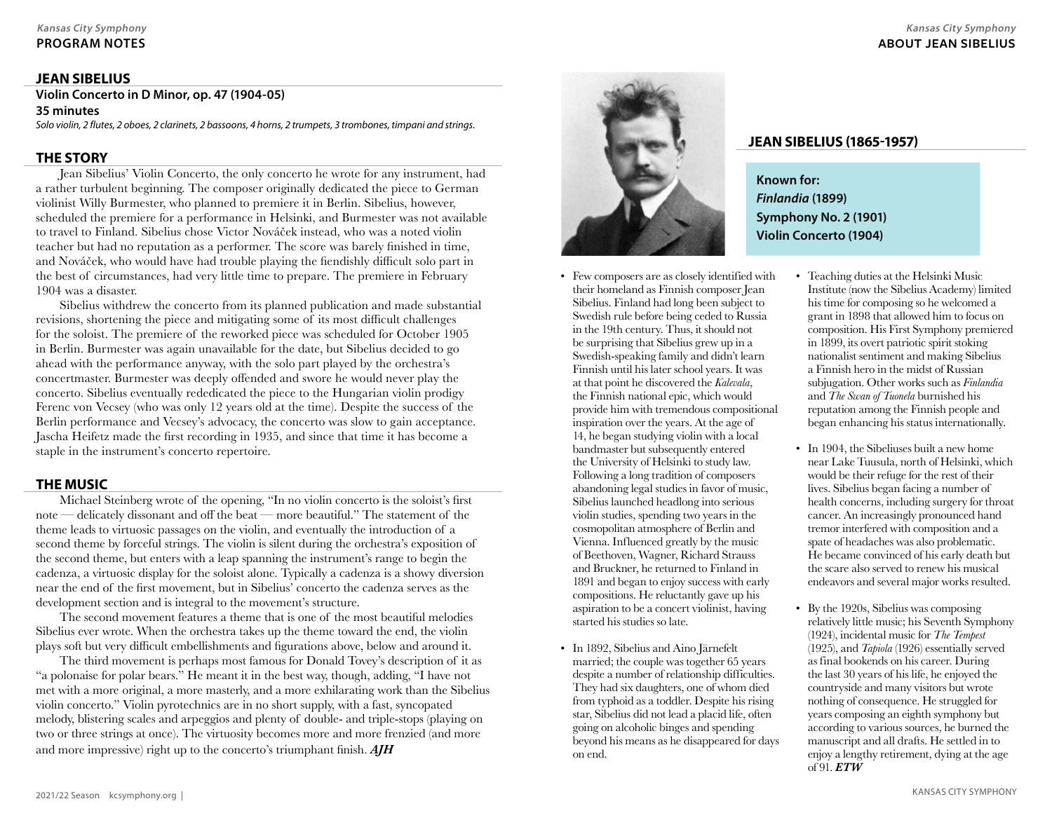## JEAN SIBELIUS

**Violin Concerto in D Minor, op. 47 (1904-05)**
**35 minutes**
*Solo violin, 2 flutes, 2 oboes, 2 clarinets, 2 bassoons, 4 horns, 2 trumpets, 3 trombones, timpani and strings.*

### THE STORY

Jean Sibelius' Violin Concerto, the only concerto he wrote for any instrument, had a rather turbulent beginning. The composer originally dedicated the piece to German violinist Willy Burmester, who planned to premiere it in Berlin. Sibelius, however, scheduled the premiere for a performance in Helsinki, and Burmester was not available to travel to Finland. Sibelius chose Victor Nováček instead, who was a noted violin teacher but had no reputation as a performer. The score was barely finished in time, and Nováček, who would have had trouble playing the fiendishly difficult solo part in the best of circumstances, had very little time to prepare. The premiere in February 1904 was a disaster.

Sibelius withdrew the concerto from its planned publication and made substantial revisions, shortening the piece and mitigating some of its most difficult challenges for the soloist. The premiere of the reworked piece was scheduled for October 1905 in Berlin. Burmester was again unavailable for the date, but Sibelius decided to go ahead with the performance anyway, with the solo part played by the orchestra's concertmaster. Burmester was deeply offended and swore he would never play the concerto. Sibelius eventually rededicated the piece to the Hungarian violin prodigy Ferenc von Vecsey (who was only 12 years old at the time). Despite the success of the Berlin performance and Vecsey's advocacy, the concerto was slow to gain acceptance. Jascha Heifetz made the first recording in 1935, and since that time it has become a staple in the instrument's concerto repertoire.

### THE MUSIC

Michael Steinberg wrote of the opening, "In no violin concerto is the soloist's first note — delicately dissonant and off the beat — more beautiful." The statement of the theme leads to virtuosic passages on the violin, and eventually the introduction of a second theme by forceful strings. The violin is silent during the orchestra's exposition of the second theme, but enters with a leap spanning the instrument's range to begin the cadenza, a virtuosic display for the soloist alone. Typically a cadenza is a showy diversion near the end of the first movement, but in Sibelius' concerto the cadenza serves as the development section and is integral to the movement's structure.

The second movement features a theme that is one of the most beautiful melodies Sibelius ever wrote. When the orchestra takes up the theme toward the end, the violin plays soft but very difficult embellishments and figurations above, below and around it.

The third movement is perhaps most famous for Donald Tovey's description of it as "a polonaise for polar bears." He meant it in the best way, though, adding, "I have not met with a more original, a more masterly, and a more exhilarating work than the Sibelius violin concerto." Violin pyrotechnics are in no short supply, with a fast, syncopated melody, blistering scales and arpeggios and plenty of double- and triple-stops (playing on two or three strings at once). The virtuosity becomes more and more frenzied (and more and more impressive) right up to the concerto's triumphant finish. ***AJH***

## ABOUT JEAN SIBELIUS

### JEAN SIBELIUS (1865-1957)

**Known for:**
***Finlandia* (1899)**
**Symphony No. 2 (1901)**
**Violin Concerto (1904)**

- Few composers are as closely identified with their homeland as Finnish composer Jean Sibelius. Finland had long been subject to Swedish rule before being ceded to Russia in the 19th century. Thus, it should not be surprising that Sibelius grew up in a Swedish-speaking family and didn't learn Finnish until his later school years. It was at that point he discovered the *Kalevala*, the Finnish national epic, which would provide him with tremendous compositional inspiration over the years. At the age of 14, he began studying violin with a local bandmaster but subsequently entered the University of Helsinki to study law. Following a long tradition of composers abandoning legal studies in favor of music, Sibelius launched headlong into serious violin studies, spending two years in the cosmopolitan atmosphere of Berlin and Vienna. Influenced greatly by the music of Beethoven, Wagner, Richard Strauss and Bruckner, he returned to Finland in 1891 and began to enjoy success with early compositions. He reluctantly gave up his aspiration to be a concert violinist, having started his studies so late.

- In 1892, Sibelius and Aino Järnefelt married; the couple was together 65 years despite a number of relationship difficulties. They had six daughters, one of whom died from typhoid as a toddler. Despite his rising star, Sibelius did not lead a placid life, often going on alcoholic binges and spending beyond his means as he disappeared for days on end.

- Teaching duties at the Helsinki Music Institute (now the Sibelius Academy) limited his time for composing so he welcomed a grant in 1898 that allowed him to focus on composition. His First Symphony premiered in 1899, its overt patriotic spirit stoking nationalist sentiment and making Sibelius a Finnish hero in the midst of Russian subjugation. Other works such as *Finlandia* and *The Swan of Tuonela* burnished his reputation among the Finnish people and began enhancing his status internationally.

- In 1904, the Sibeliuses built a new home near Lake Tuusula, north of Helsinki, which would be their refuge for the rest of their lives. Sibelius began facing a number of health concerns, including surgery for throat cancer. An increasingly pronounced hand tremor interfered with composition and a spate of headaches was also problematic. He became convinced of his early death but the scare also served to renew his musical endeavors and several major works resulted.

- By the 1920s, Sibelius was composing relatively little music; his Seventh Symphony (1924), incidental music for *The Tempest* (1925), and *Tapiola* (1926) essentially served as final bookends on his career. During the last 30 years of his life, he enjoyed the countryside and many visitors but wrote nothing of consequence. He struggled for years composing an eighth symphony but according to various sources, he burned the manuscript and all drafts. He settled in to enjoy a lengthy retirement, dying at the age of 91. ***ETW***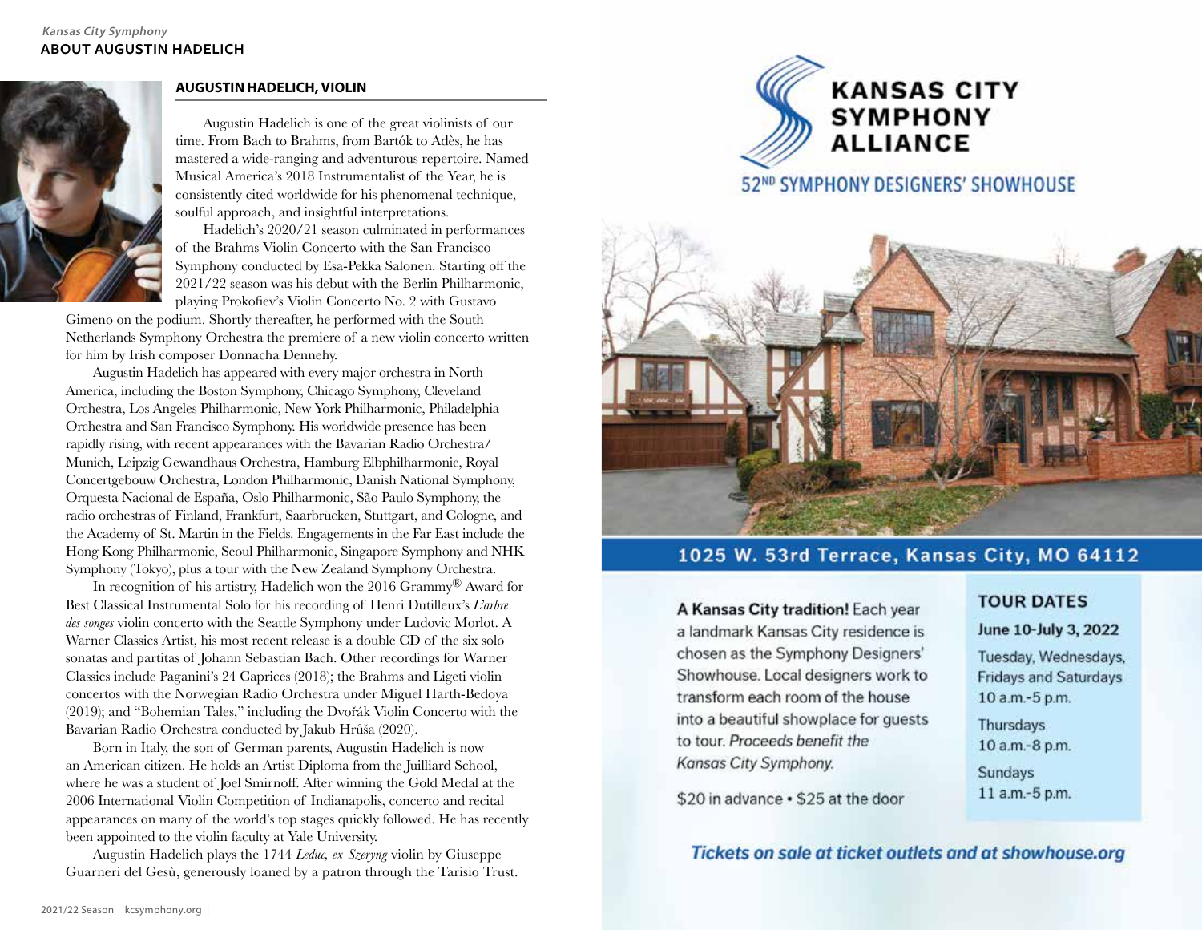## ABOUT AUGUSTIN HADELICH

### AUGUSTIN HADELICH, VIOLIN

Augustin Hadelich is one of the great violinists of our time. From Bach to Brahms, from Bartók to Adès, he has mastered a wide-ranging and adventurous repertoire. Named Musical America's 2018 Instrumentalist of the Year, he is consistently cited worldwide for his phenomenal technique, soulful approach, and insightful interpretations.

Hadelich's 2020/21 season culminated in performances of the Brahms Violin Concerto with the San Francisco Symphony conducted by Esa-Pekka Salonen. Starting off the 2021/22 season was his debut with the Berlin Philharmonic, playing Prokofiev's Violin Concerto No. 2 with Gustavo Gimeno on the podium. Shortly thereafter, he performed with the South Netherlands Symphony Orchestra the premiere of a new violin concerto written for him by Irish composer Donnacha Dennehy.

Augustin Hadelich has appeared with every major orchestra in North America, including the Boston Symphony, Chicago Symphony, Cleveland Orchestra, Los Angeles Philharmonic, New York Philharmonic, Philadelphia Orchestra and San Francisco Symphony. His worldwide presence has been rapidly rising, with recent appearances with the Bavarian Radio Orchestra/Munich, Leipzig Gewandhaus Orchestra, Hamburg Elbphilharmonie, Royal Concertgebouw Orchestra, London Philharmonic, Danish National Symphony, Orquesta Nacional de España, Oslo Philharmonic, São Paulo Symphony, the radio orchestras of Finland, Frankfurt, Saarbrücken, Stuttgart, and Cologne, and the Academy of St. Martin in the Fields. Engagements in the Far East include the Hong Kong Philharmonic, Seoul Philharmonic, Singapore Symphony and NHK Symphony (Tokyo), plus a tour with the New Zealand Symphony Orchestra.

In recognition of his artistry, Hadelich won the 2016 Grammy® Award for Best Classical Instrumental Solo for his recording of Henri Dutilleux's *L'arbre des songes* violin concerto with the Seattle Symphony under Ludovic Morlot. A Warner Classics Artist, his most recent release is a double CD of the six solo sonatas and partitas of Johann Sebastian Bach. Other recordings for Warner Classics include Paganini's 24 Caprices (2018); the Brahms and Ligeti violin concertos with the Norwegian Radio Orchestra under Miguel Harth-Bedoya (2019); and "Bohemian Tales," including the Dvořák Violin Concerto with the Bavarian Radio Orchestra conducted by Jakub Hrůša (2020).

Born in Italy, the son of German parents, Augustin Hadelich is now an American citizen. He holds an Artist Diploma from the Juilliard School, where he was a student of Joel Smirnoff. After winning the Gold Medal at the 2006 International Violin Competition of Indianapolis, concerto and recital appearances on many of the world's top stages quickly followed. He has recently been appointed to the violin faculty at Yale University.

Augustin Hadelich plays the 1744 *Leduc, ex-Szeryng* violin by Giuseppe Guarneri del Gesù, generously loaned by a patron through the Tarisio Trust.

## KANSAS CITY SYMPHONY ALLIANCE

### 52ND SYMPHONY DESIGNERS' SHOWHOUSE

**1025 W. 53rd Terrace, Kansas City, MO 64112**

**A Kansas City tradition!** Each year a landmark Kansas City residence is chosen as the Symphony Designers' Showhouse. Local designers work to transform each room of the house into a beautiful showplace for guests to tour. *Proceeds benefit the Kansas City Symphony.*

$20 in advance • $25 at the door

**TOUR DATES**

**June 10-July 3, 2022**

Tuesday, Wednesdays, Fridays and Saturdays
10 a.m.-5 p.m.

Thursdays
10 a.m.-8 p.m.

Sundays
11 a.m.-5 p.m.

***Tickets on sale at ticket outlets and at showhouse.org***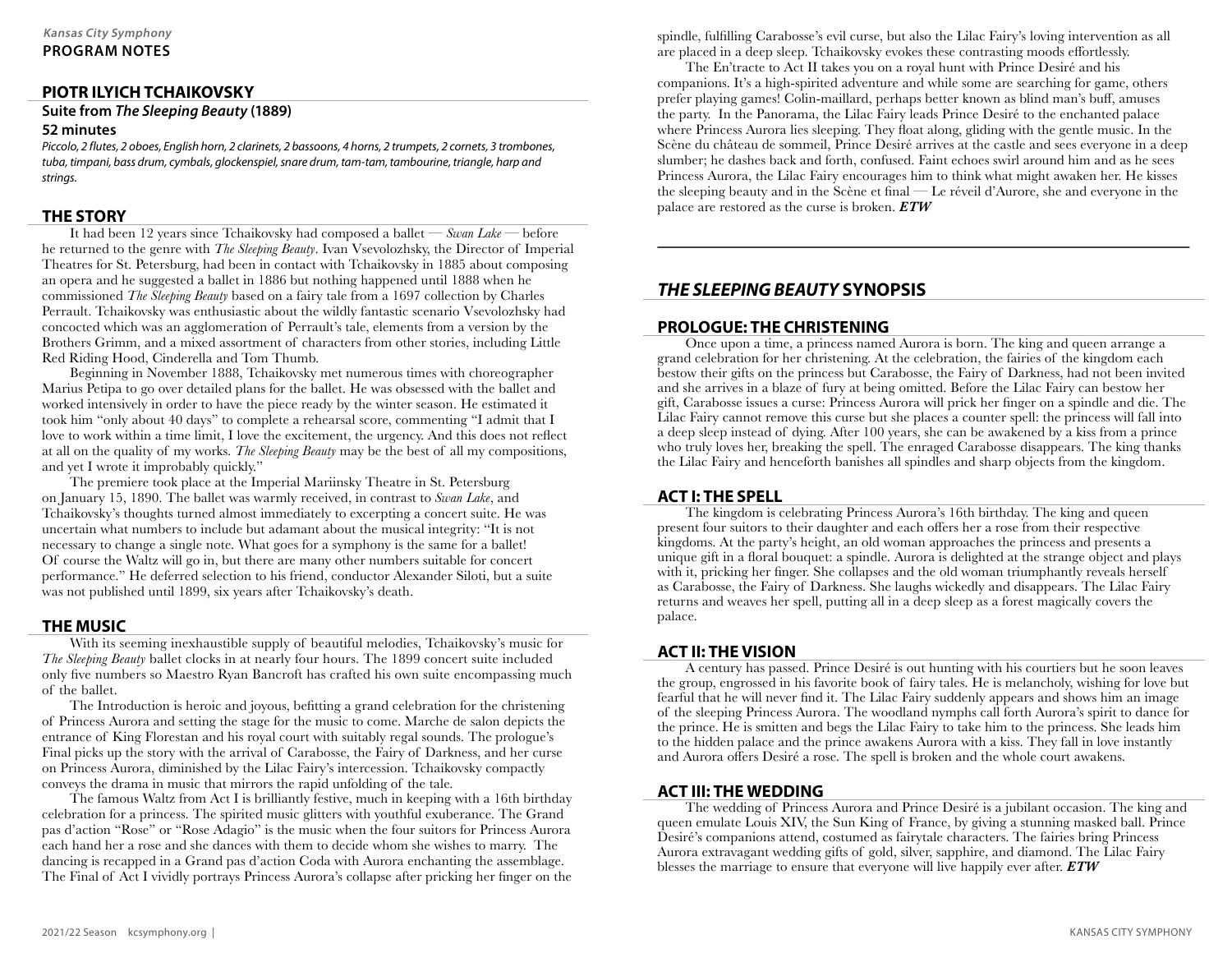*Kansas City Symphony*
**PROGRAM NOTES**

## PIOTR ILYICH TCHAIKOVSKY

### Suite from *The Sleeping Beauty* (1889)

### 52 minutes

*Piccolo, 2 flutes, 2 oboes, English horn, 2 clarinets, 2 bassoons, 4 horns, 2 trumpets, 2 cornets, 3 trombones, tuba, timpani, bass drum, cymbals, glockenspiel, snare drum, tam-tam, tambourine, triangle, harp and strings.*

## THE STORY

It had been 12 years since Tchaikovsky had composed a ballet — *Swan Lake* — before he returned to the genre with *The Sleeping Beauty*. Ivan Vsevolozhsky, the Director of Imperial Theatres for St. Petersburg, had been in contact with Tchaikovsky in 1885 about composing an opera and he suggested a ballet in 1886 but nothing happened until 1888 when he commissioned *The Sleeping Beauty* based on a fairy tale from a 1697 collection by Charles Perrault. Tchaikovsky was enthusiastic about the wildly fantastic scenario Vsevolozhsky had concocted which was an agglomeration of Perrault's tale, elements from a version by the Brothers Grimm, and a mixed assortment of characters from other stories, including Little Red Riding Hood, Cinderella and Tom Thumb.

Beginning in November 1888, Tchaikovsky met numerous times with choreographer Marius Petipa to go over detailed plans for the ballet. He was obsessed with the ballet and worked intensively in order to have the piece ready by the winter season. He estimated it took him "only about 40 days" to complete a rehearsal score, commenting "I admit that I love to work within a time limit, I love the excitement, the urgency. And this does not reflect at all on the quality of my works. *The Sleeping Beauty* may be the best of all my compositions, and yet I wrote it improbably quickly."

The premiere took place at the Imperial Mariinsky Theatre in St. Petersburg on January 15, 1890. The ballet was warmly received, in contrast to *Swan Lake*, and Tchaikovsky's thoughts turned almost immediately to excerpting a concert suite. He was uncertain what numbers to include but adamant about the musical integrity: "It is not necessary to change a single note. What goes for a symphony is the same for a ballet! Of course the Waltz will go in, but there are many other numbers suitable for concert performance." He deferred selection to his friend, conductor Alexander Siloti, but a suite was not published until 1899, six years after Tchaikovsky's death.

## THE MUSIC

With its seeming inexhaustible supply of beautiful melodies, Tchaikovsky's music for *The Sleeping Beauty* ballet clocks in at nearly four hours. The 1899 concert suite included only five numbers so Maestro Ryan Bancroft has crafted his own suite encompassing much of the ballet.

The Introduction is heroic and joyous, befitting a grand celebration for the christening of Princess Aurora and setting the stage for the music to come. Marche de salon depicts the entrance of King Florestan and his royal court with suitably regal sounds. The prologue's Final picks up the story with the arrival of Carabosse, the Fairy of Darkness, and her curse on Princess Aurora, diminished by the Lilac Fairy's intercession. Tchaikovsky compactly conveys the drama in music that mirrors the rapid unfolding of the tale.

The famous Waltz from Act I is brilliantly festive, much in keeping with a 16th birthday celebration for a princess. The spirited music glitters with youthful exuberance. The Grand pas d'action "Rose" or "Rose Adagio" is the music when the four suitors for Princess Aurora each hand her a rose and she dances with them to decide whom she wishes to marry. The dancing is recapped in a Grand pas d'action Coda with Aurora enchanting the assemblage. The Final of Act I vividly portrays Princess Aurora's collapse after pricking her finger on the spindle, fulfilling Carabosse's evil curse, but also the Lilac Fairy's loving intervention as all are placed in a deep sleep. Tchaikovsky evokes these contrasting moods effortlessly.

The En'tracte to Act II takes you on a royal hunt with Prince Desiré and his companions. It's a high-spirited adventure and while some are searching for game, others prefer playing games! Colin-maillard, perhaps better known as blind man's buff, amuses the party. In the Panorama, the Lilac Fairy leads Prince Desiré to the enchanted palace where Princess Aurora lies sleeping. They float along, gliding with the gentle music. In the Scène du château de sommeil, Prince Desiré arrives at the castle and sees everyone in a deep slumber; he dashes back and forth, confused. Faint echoes swirl around him and as he sees Princess Aurora, the Lilac Fairy encourages him to think what might awaken her. He kisses the sleeping beauty and in the Scène et final — Le réveil d'Aurore, she and everyone in the palace are restored as the curse is broken. ***ETW***

---

## *THE SLEEPING BEAUTY* SYNOPSIS

### PROLOGUE: THE CHRISTENING

Once upon a time, a princess named Aurora is born. The king and queen arrange a grand celebration for her christening. At the celebration, the fairies of the kingdom each bestow their gifts on the princess but Carabosse, the Fairy of Darkness, had not been invited and she arrives in a blaze of fury at being omitted. Before the Lilac Fairy can bestow her gift, Carabosse issues a curse: Princess Aurora will prick her finger on a spindle and die. The Lilac Fairy cannot remove this curse but she places a counter spell: the princess will fall into a deep sleep instead of dying. After 100 years, she can be awakened by a kiss from a prince who truly loves her, breaking the spell. The enraged Carabosse disappears. The king thanks the Lilac Fairy and henceforth banishes all spindles and sharp objects from the kingdom.

### ACT I: THE SPELL

The kingdom is celebrating Princess Aurora's 16th birthday. The king and queen present four suitors to their daughter and each offers her a rose from their respective kingdoms. At the party's height, an old woman approaches the princess and presents a unique gift in a floral bouquet: a spindle. Aurora is delighted at the strange object and plays with it, pricking her finger. She collapses and the old woman triumphantly reveals herself as Carabosse, the Fairy of Darkness. She laughs wickedly and disappears. The Lilac Fairy returns and weaves her spell, putting all in a deep sleep as a forest magically covers the palace.

### ACT II: THE VISION

A century has passed. Prince Desiré is out hunting with his courtiers but he soon leaves the group, engrossed in his favorite book of fairy tales. He is melancholy, wishing for love but fearful that he will never find it. The Lilac Fairy suddenly appears and shows him an image of the sleeping Princess Aurora. The woodland nymphs call forth Aurora's spirit to dance for the prince. He is smitten and begs the Lilac Fairy to take him to the princess. She leads him to the hidden palace and the prince awakens Aurora with a kiss. They fall in love instantly and Aurora offers Desiré a rose. The spell is broken and the whole court awakens.

### ACT III: THE WEDDING

The wedding of Princess Aurora and Prince Desiré is a jubilant occasion. The king and queen emulate Louis XIV, the Sun King of France, by giving a stunning masked ball. Prince Desiré's companions attend, costumed as fairytale characters. The fairies bring Princess Aurora extravagant wedding gifts of gold, silver, sapphire, and diamond. The Lilac Fairy blesses the marriage to ensure that everyone will live happily ever after. ***ETW***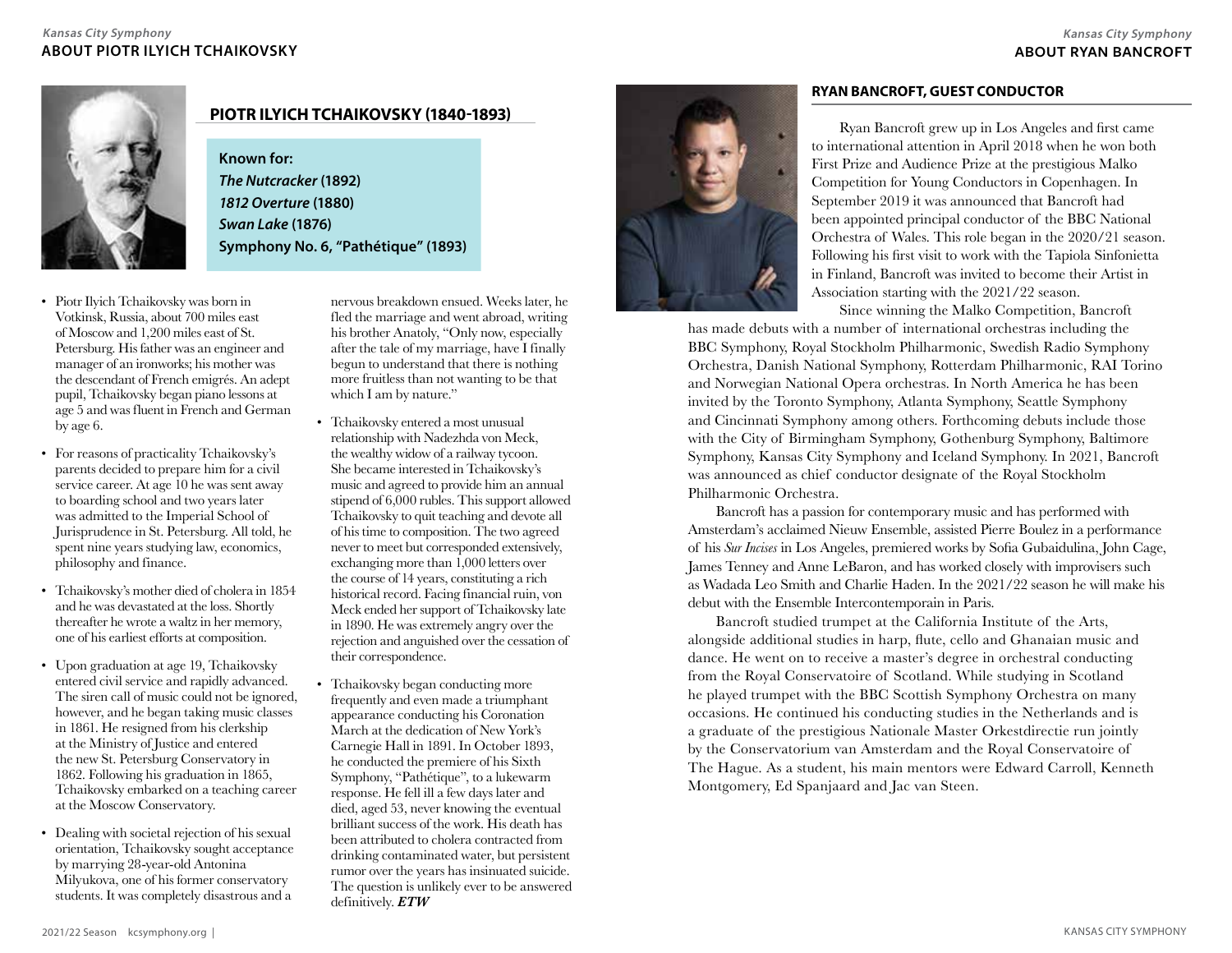## PIOTR ILYICH TCHAIKOVSKY (1840-1893)

**Known for:**
***The Nutcracker* (1892)**
***1812 Overture* (1880)**
***Swan Lake* (1876)**
**Symphony No. 6, "Pathétique" (1893)**

- Piotr Ilyich Tchaikovsky was born in Votkinsk, Russia, about 700 miles east of Moscow and 1,200 miles east of St. Petersburg. His father was an engineer and manager of an ironworks; his mother was the descendant of French emigrés. An adept pupil, Tchaikovsky began piano lessons at age 5 and was fluent in French and German by age 6.
- For reasons of practicality Tchaikovsky's parents decided to prepare him for a civil service career. At age 10 he was sent away to boarding school and two years later was admitted to the Imperial School of Jurisprudence in St. Petersburg. All told, he spent nine years studying law, economics, philosophy and finance.
- Tchaikovsky's mother died of cholera in 1854 and he was devastated at the loss. Shortly thereafter he wrote a waltz in her memory, one of his earliest efforts at composition.
- Upon graduation at age 19, Tchaikovsky entered civil service and rapidly advanced. The siren call of music could not be ignored, however, and he began taking music classes in 1861. He resigned from his clerkship at the Ministry of Justice and entered the new St. Petersburg Conservatory in 1862. Following his graduation in 1865, Tchaikovsky embarked on a teaching career at the Moscow Conservatory.
- Dealing with societal rejection of his sexual orientation, Tchaikovsky sought acceptance by marrying 28-year-old Antonina Milyukova, one of his former conservatory students. It was completely disastrous and a nervous breakdown ensued. Weeks later, he fled the marriage and went abroad, writing his brother Anatoly, "Only now, especially after the tale of my marriage, have I finally begun to understand that there is nothing more fruitless than not wanting to be that which I am by nature."
- Tchaikovsky entered a most unusual relationship with Nadezhda von Meck, the wealthy widow of a railway tycoon. She became interested in Tchaikovsky's music and agreed to provide him an annual stipend of 6,000 rubles. This support allowed Tchaikovsky to quit teaching and devote all of his time to composition. The two agreed never to meet but corresponded extensively, exchanging more than 1,000 letters over the course of 14 years, constituting a rich historical record. Facing financial ruin, von Meck ended her support of Tchaikovsky late in 1890. He was extremely angry over the rejection and anguished over the cessation of their correspondence.
- Tchaikovsky began conducting more frequently and even made a triumphant appearance conducting his Coronation March at the dedication of New York's Carnegie Hall in 1891. In October 1893, he conducted the premiere of his Sixth Symphony, "Pathétique", to a lukewarm response. He fell ill a few days later and died, aged 53, never knowing the eventual brilliant success of the work. His death has been attributed to cholera contracted from drinking contaminated water, but persistent rumor over the years has insinuated suicide. The question is unlikely ever to be answered definitively. ***ETW***

## RYAN BANCROFT, GUEST CONDUCTOR

Ryan Bancroft grew up in Los Angeles and first came to international attention in April 2018 when he won both First Prize and Audience Prize at the prestigious Malko Competition for Young Conductors in Copenhagen. In September 2019 it was announced that Bancroft had been appointed principal conductor of the BBC National Orchestra of Wales. This role began in the 2020/21 season. Following his first visit to work with the Tapiola Sinfonietta in Finland, Bancroft was invited to become their Artist in Association starting with the 2021/22 season.

Since winning the Malko Competition, Bancroft has made debuts with a number of international orchestras including the BBC Symphony, Royal Stockholm Philharmonic, Swedish Radio Symphony Orchestra, Danish National Symphony, Rotterdam Philharmonic, RAI Torino and Norwegian National Opera orchestras. In North America he has been invited by the Toronto Symphony, Atlanta Symphony, Seattle Symphony and Cincinnati Symphony among others. Forthcoming debuts include those with the City of Birmingham Symphony, Gothenburg Symphony, Baltimore Symphony, Kansas City Symphony and Iceland Symphony. In 2021, Bancroft was announced as chief conductor designate of the Royal Stockholm Philharmonic Orchestra.

Bancroft has a passion for contemporary music and has performed with Amsterdam's acclaimed Nieuw Ensemble, assisted Pierre Boulez in a performance of his *Sur Incises* in Los Angeles, premiered works by Sofia Gubaidulina, John Cage, James Tenney and Anne LeBaron, and has worked closely with improvisers such as Wadada Leo Smith and Charlie Haden. In the 2021/22 season he will make his debut with the Ensemble Intercontemporain in Paris.

Bancroft studied trumpet at the California Institute of the Arts, alongside additional studies in harp, flute, cello and Ghanaian music and dance. He went on to receive a master's degree in orchestral conducting from the Royal Conservatoire of Scotland. While studying in Scotland he played trumpet with the BBC Scottish Symphony Orchestra on many occasions. He continued his conducting studies in the Netherlands and is a graduate of the prestigious Nationale Master Orkestdirectie run jointly by the Conservatorium van Amsterdam and the Royal Conservatoire of The Hague. As a student, his main mentors were Edward Carroll, Kenneth Montgomery, Ed Spanjaard and Jac van Steen.